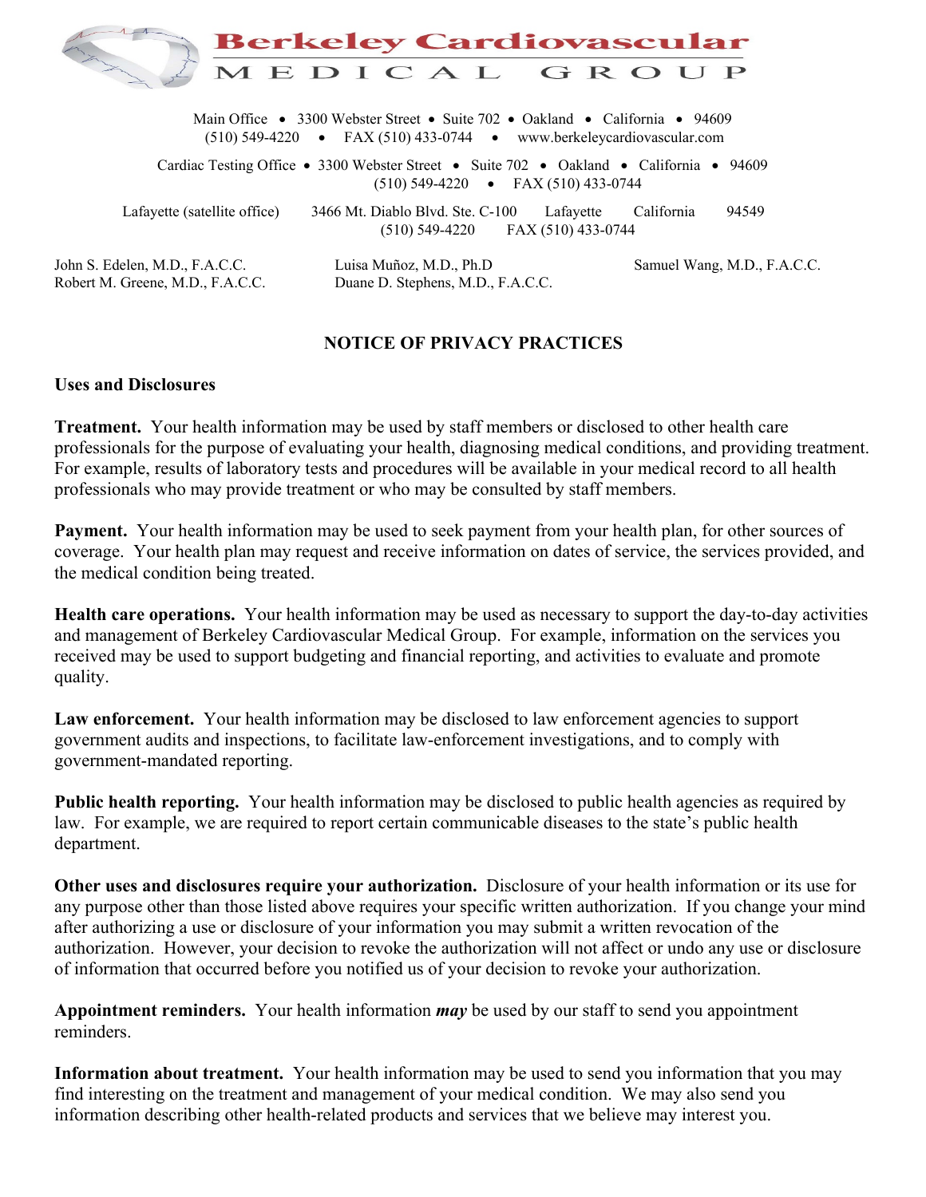# Berkeley Cardiovascular MEDICAL GROUP

Main Office • 3300 Webster Street • Suite 702 • Oakland • California • 94609
(510) 549-4220 • FAX (510) 433-0744 • www.berkeleycardiovascular.com

Cardiac Testing Office • 3300 Webster Street • Suite 702 • Oakland • California • 94609
(510) 549-4220 • FAX (510) 433-0744

Lafayette (satellite office) 3466 Mt. Diablo Blvd. Ste. C-100 Lafayette California 94549
(510) 549-4220 FAX (510) 433-0744

John S. Edelen, M.D., F.A.C.C.
Robert M. Greene, M.D., F.A.C.C.
Luisa Muñoz, M.D., Ph.D
Duane D. Stephens, M.D., F.A.C.C.
Samuel Wang, M.D., F.A.C.C.

## NOTICE OF PRIVACY PRACTICES

### Uses and Disclosures

**Treatment.** Your health information may be used by staff members or disclosed to other health care professionals for the purpose of evaluating your health, diagnosing medical conditions, and providing treatment. For example, results of laboratory tests and procedures will be available in your medical record to all health professionals who may provide treatment or who may be consulted by staff members.

**Payment.** Your health information may be used to seek payment from your health plan, for other sources of coverage. Your health plan may request and receive information on dates of service, the services provided, and the medical condition being treated.

**Health care operations.** Your health information may be used as necessary to support the day-to-day activities and management of Berkeley Cardiovascular Medical Group. For example, information on the services you received may be used to support budgeting and financial reporting, and activities to evaluate and promote quality.

**Law enforcement.** Your health information may be disclosed to law enforcement agencies to support government audits and inspections, to facilitate law-enforcement investigations, and to comply with government-mandated reporting.

**Public health reporting.** Your health information may be disclosed to public health agencies as required by law. For example, we are required to report certain communicable diseases to the state's public health department.

**Other uses and disclosures require your authorization.** Disclosure of your health information or its use for any purpose other than those listed above requires your specific written authorization. If you change your mind after authorizing a use or disclosure of your information you may submit a written revocation of the authorization. However, your decision to revoke the authorization will not affect or undo any use or disclosure of information that occurred before you notified us of your decision to revoke your authorization.

**Appointment reminders.** Your health information ***may*** be used by our staff to send you appointment reminders.

**Information about treatment.** Your health information may be used to send you information that you may find interesting on the treatment and management of your medical condition. We may also send you information describing other health-related products and services that we believe may interest you.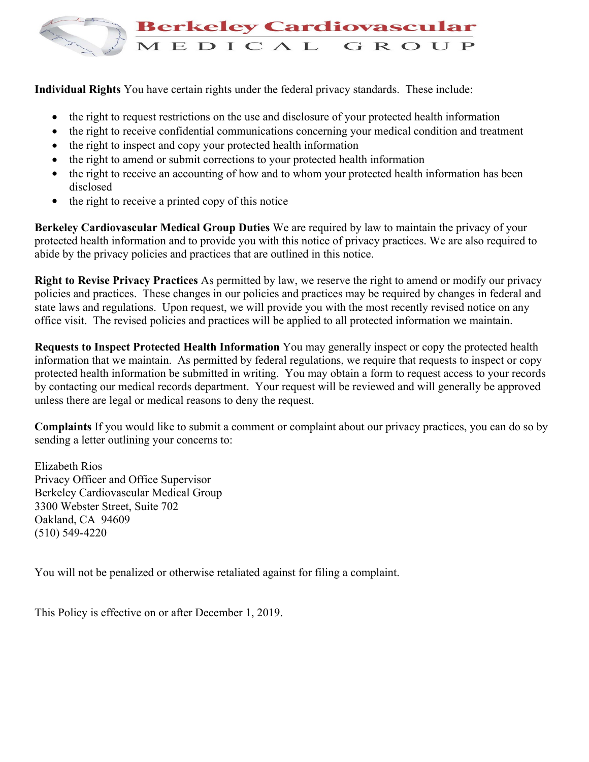**Berkeley Cardiovascular**
MEDICAL GROUP

**Individual Rights** You have certain rights under the federal privacy standards. These include:

- the right to request restrictions on the use and disclosure of your protected health information
- the right to receive confidential communications concerning your medical condition and treatment
- the right to inspect and copy your protected health information
- the right to amend or submit corrections to your protected health information
- the right to receive an accounting of how and to whom your protected health information has been disclosed
- the right to receive a printed copy of this notice

**Berkeley Cardiovascular Medical Group Duties** We are required by law to maintain the privacy of your protected health information and to provide you with this notice of privacy practices. We are also required to abide by the privacy policies and practices that are outlined in this notice.

**Right to Revise Privacy Practices** As permitted by law, we reserve the right to amend or modify our privacy policies and practices. These changes in our policies and practices may be required by changes in federal and state laws and regulations. Upon request, we will provide you with the most recently revised notice on any office visit. The revised policies and practices will be applied to all protected information we maintain.

**Requests to Inspect Protected Health Information** You may generally inspect or copy the protected health information that we maintain. As permitted by federal regulations, we require that requests to inspect or copy protected health information be submitted in writing. You may obtain a form to request access to your records by contacting our medical records department. Your request will be reviewed and will generally be approved unless there are legal or medical reasons to deny the request.

**Complaints** If you would like to submit a comment or complaint about our privacy practices, you can do so by sending a letter outlining your concerns to:

Elizabeth Rios
Privacy Officer and Office Supervisor
Berkeley Cardiovascular Medical Group
3300 Webster Street, Suite 702
Oakland, CA 94609
(510) 549-4220

You will not be penalized or otherwise retaliated against for filing a complaint.

This Policy is effective on or after December 1, 2019.